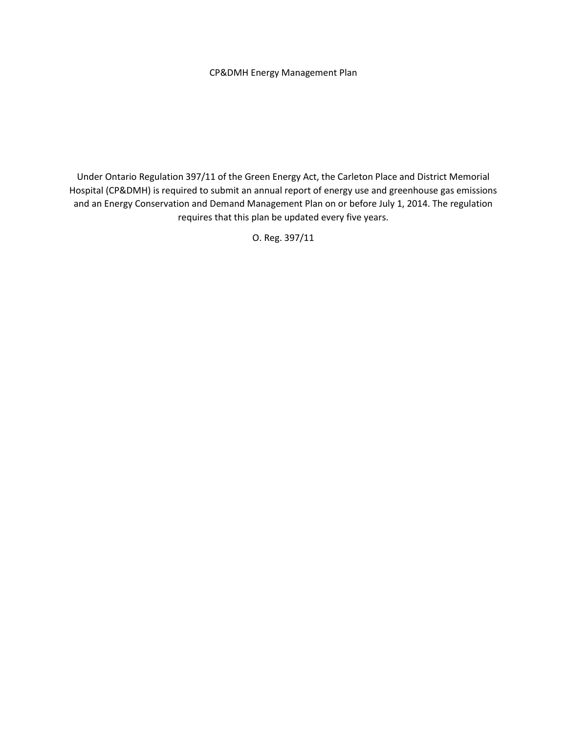# CP&DMH Energy Management Plan

Under Ontario Regulation 397/11 of the Green Energy Act, the Carleton Place and District Memorial Hospital (CP&DMH) is required to submit an annual report of energy use and greenhouse gas emissions and an Energy Conservation and Demand Management Plan on or before July 1, 2014. The regulation requires that this plan be updated every five years.

O. Reg. 397/11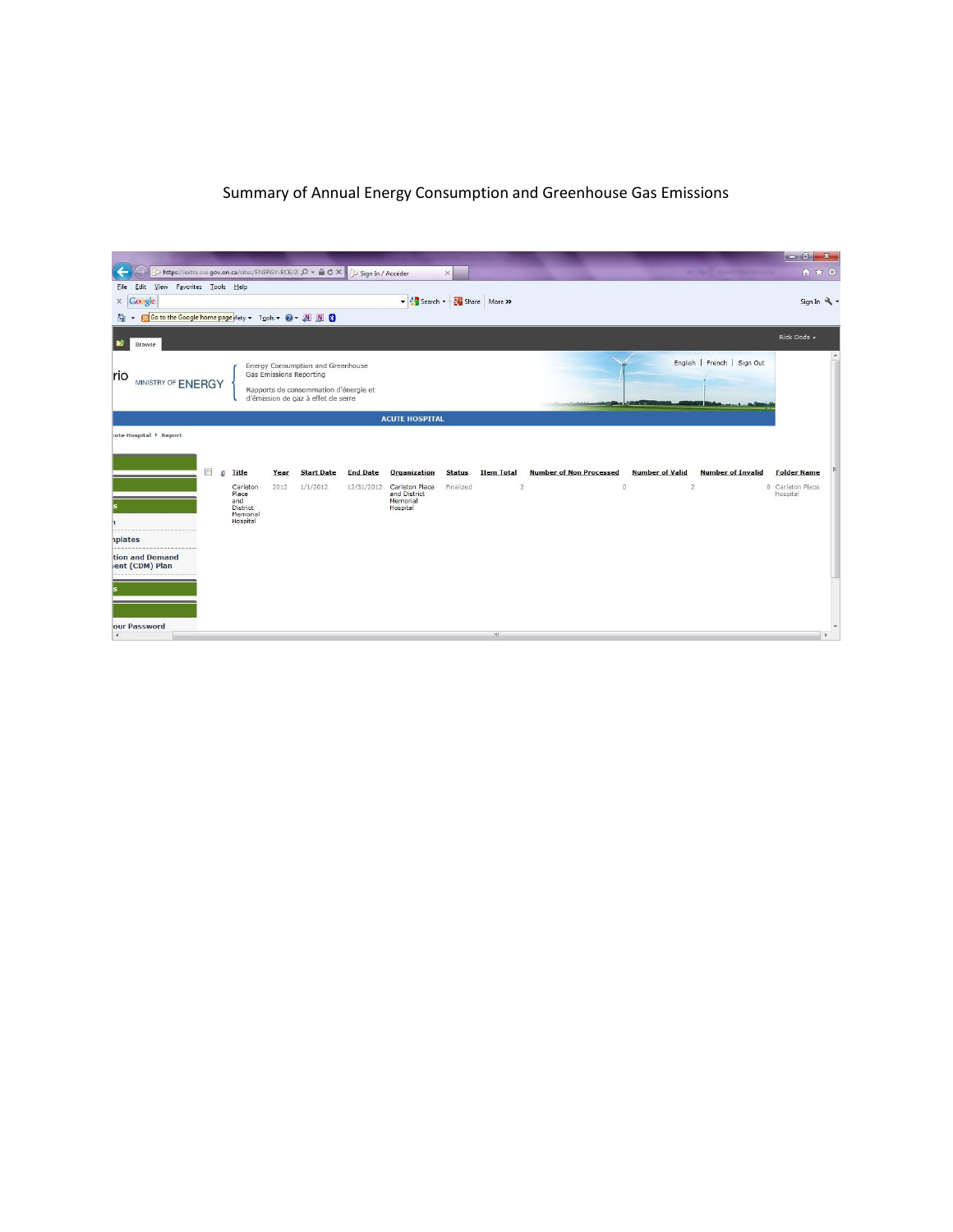Summary of Annual Energy Consumption and Greenhouse Gas Emissions

rio MINISTRY OF ENERGY

Energy Consumption and Greenhouse Gas Emissions Reporting

Rapports de consommation d'énergie et d'émission de gaz à effet de serre

English | French | Sign Out

ACUTE HOSPITAL

:ute Hospital ▸ Report

| Title | Year | Start Date | End Date | Organization | Status | Item Total | Number of Non Processed | Number of Valid | Number of Invalid | Folder Name |
|---|---|---|---|---|---|---|---|---|---|---|
| Carleton Place and District Memorial Hospital | 2012 | 1/1/2012 | 12/31/2012 | Carleton Place and District Memorial Hospital | Finalized | 2 | 0 | 2 | 0 | Carleton Place Hospital |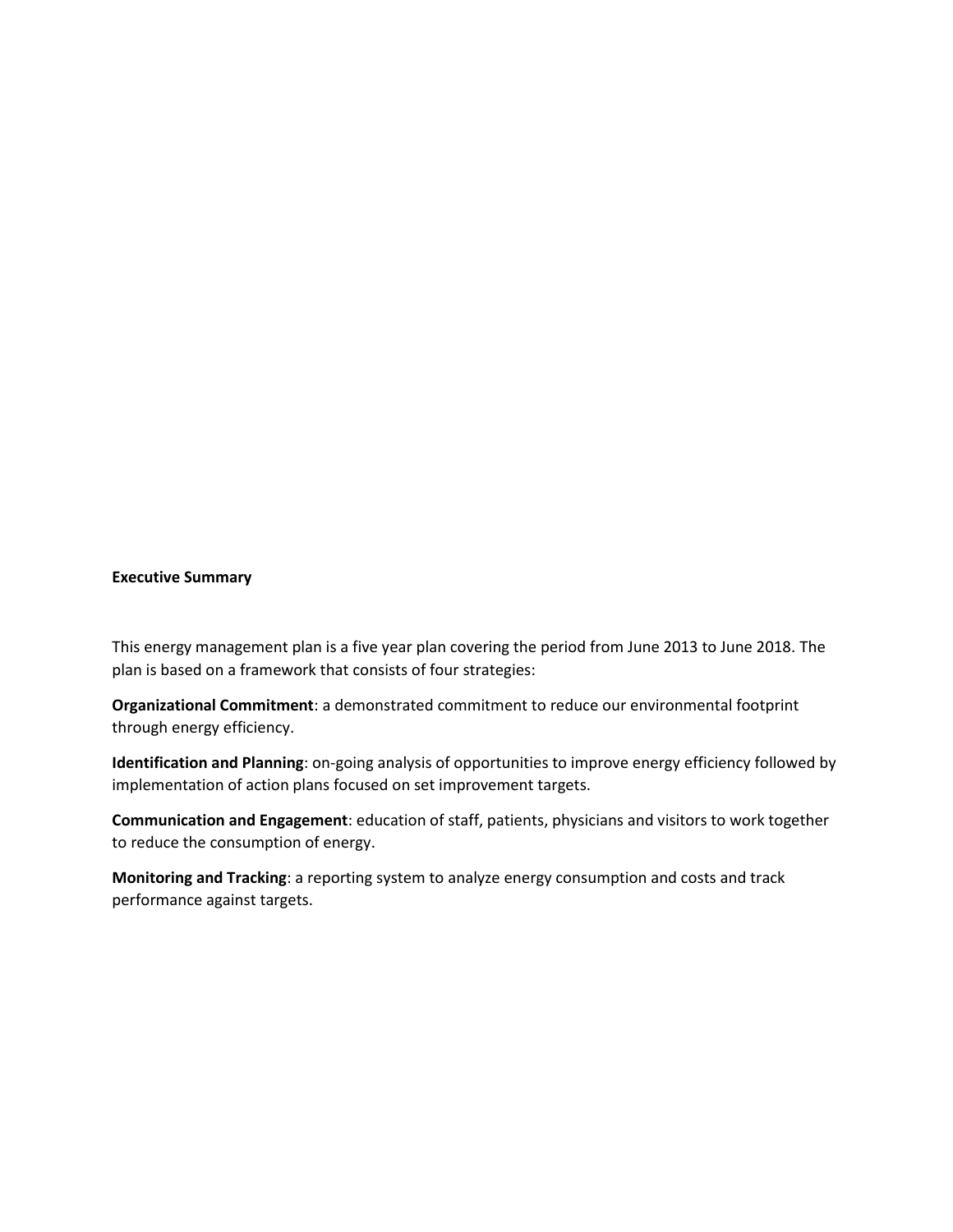**Executive Summary**

This energy management plan is a five year plan covering the period from June 2013 to June 2018. The plan is based on a framework that consists of four strategies:

**Organizational Commitment**: a demonstrated commitment to reduce our environmental footprint through energy efficiency.

**Identification and Planning**: on-going analysis of opportunities to improve energy efficiency followed by implementation of action plans focused on set improvement targets.

**Communication and Engagement**: education of staff, patients, physicians and visitors to work together to reduce the consumption of energy.

**Monitoring and Tracking**: a reporting system to analyze energy consumption and costs and track performance against targets.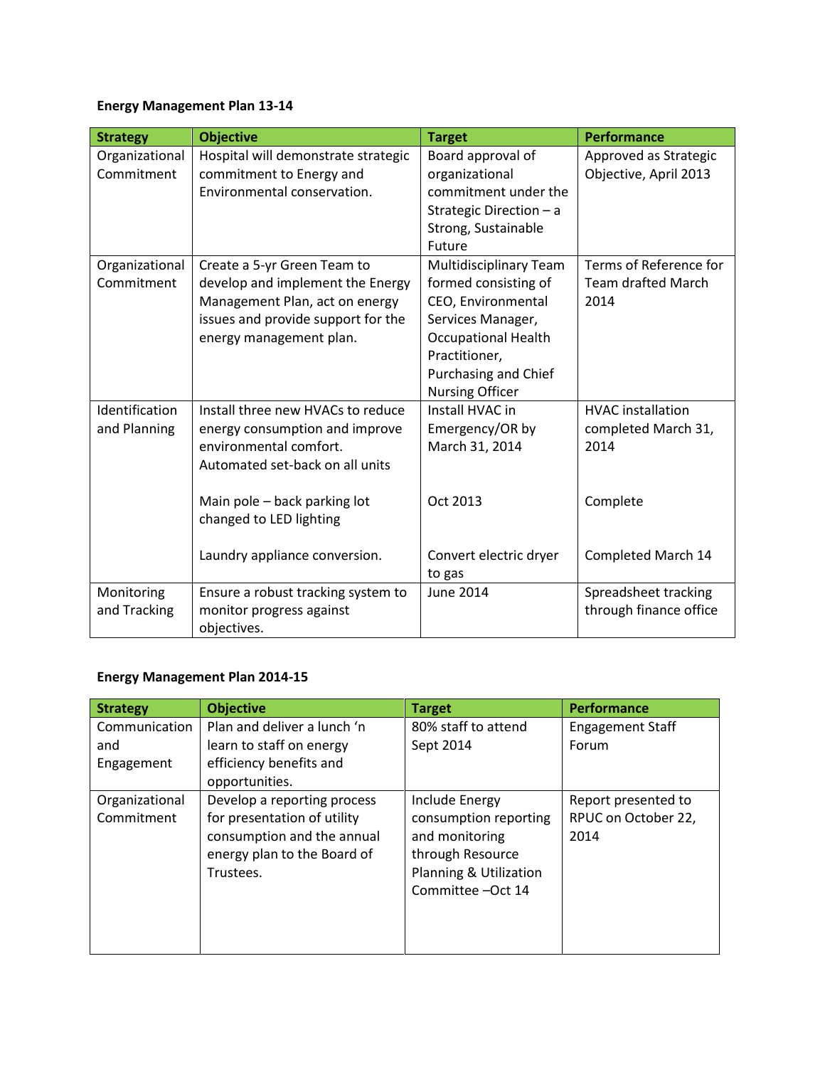**Energy Management Plan 13-14**

| Strategy | Objective | Target | Performance |
|---|---|---|---|
| Organizational Commitment | Hospital will demonstrate strategic commitment to Energy and Environmental conservation. | Board approval of organizational commitment under the Strategic Direction – a Strong, Sustainable Future | Approved as Strategic Objective, April 2013 |
| Organizational Commitment | Create a 5-yr Green Team to develop and implement the Energy Management Plan, act on energy issues and provide support for the energy management plan. | Multidisciplinary Team formed consisting of CEO, Environmental Services Manager, Occupational Health Practitioner, Purchasing and Chief Nursing Officer | Terms of Reference for Team drafted March 2014 |
| Identification and Planning | Install three new HVACs to reduce energy consumption and improve environmental comfort. Automated set-back on all units<br><br>Main pole – back parking lot changed to LED lighting<br><br>Laundry appliance conversion. | Install HVAC in Emergency/OR by March 31, 2014<br><br>Oct 2013<br><br>Convert electric dryer to gas | HVAC installation completed March 31, 2014<br><br>Complete<br><br>Completed March 14 |
| Monitoring and Tracking | Ensure a robust tracking system to monitor progress against objectives. | June 2014 | Spreadsheet tracking through finance office |

**Energy Management Plan 2014-15**

| Strategy | Objective | Target | Performance |
|---|---|---|---|
| Communication and Engagement | Plan and deliver a lunch 'n learn to staff on energy efficiency benefits and opportunities. | 80% staff to attend Sept 2014 | Engagement Staff Forum |
| Organizational Commitment | Develop a reporting process for presentation of utility consumption and the annual energy plan to the Board of Trustees. | Include Energy consumption reporting and monitoring through Resource Planning & Utilization Committee –Oct 14 | Report presented to RPUC on October 22, 2014 |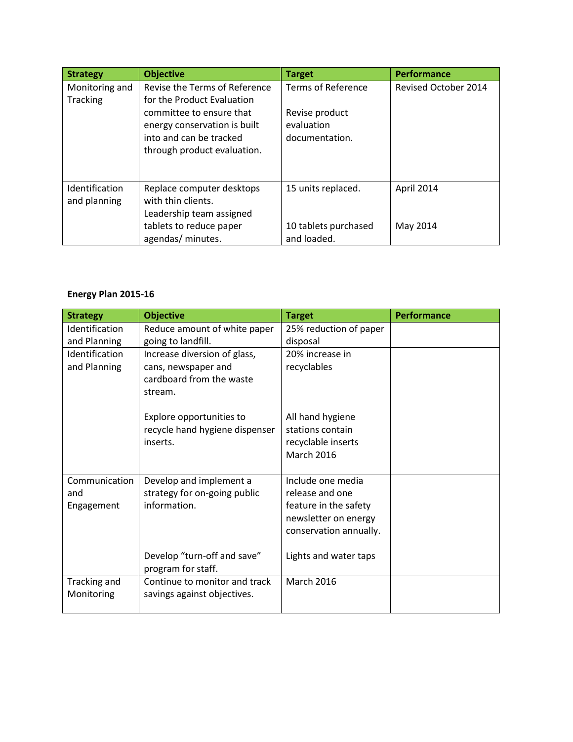| Strategy | Objective | Target | Performance |
|---|---|---|---|
| Monitoring and Tracking | Revise the Terms of Reference for the Product Evaluation committee to ensure that energy conservation is built into and can be tracked through product evaluation. | Terms of Reference<br><br>Revise product evaluation documentation. | Revised October 2014 |
| Identification and planning | Replace computer desktops with thin clients.<br>Leadership team assigned tablets to reduce paper agendas/ minutes. | 15 units replaced.<br><br>10 tablets purchased and loaded. | April 2014<br><br>May 2014 |

**Energy Plan 2015-16**

| Strategy | Objective | Target | Performance |
|---|---|---|---|
| Identification and Planning | Reduce amount of white paper going to landfill. | 25% reduction of paper disposal | |
| Identification and Planning | Increase diversion of glass, cans, newspaper and cardboard from the waste stream.<br><br>Explore opportunities to recycle hand hygiene dispenser inserts. | 20% increase in recyclables<br><br>All hand hygiene stations contain recyclable inserts March 2016 | |
| Communication and Engagement | Develop and implement a strategy for on-going public information.<br><br>Develop “turn-off and save” program for staff. | Include one media release and one feature in the safety newsletter on energy conservation annually.<br><br>Lights and water taps | |
| Tracking and Monitoring | Continue to monitor and track savings against objectives. | March 2016 | |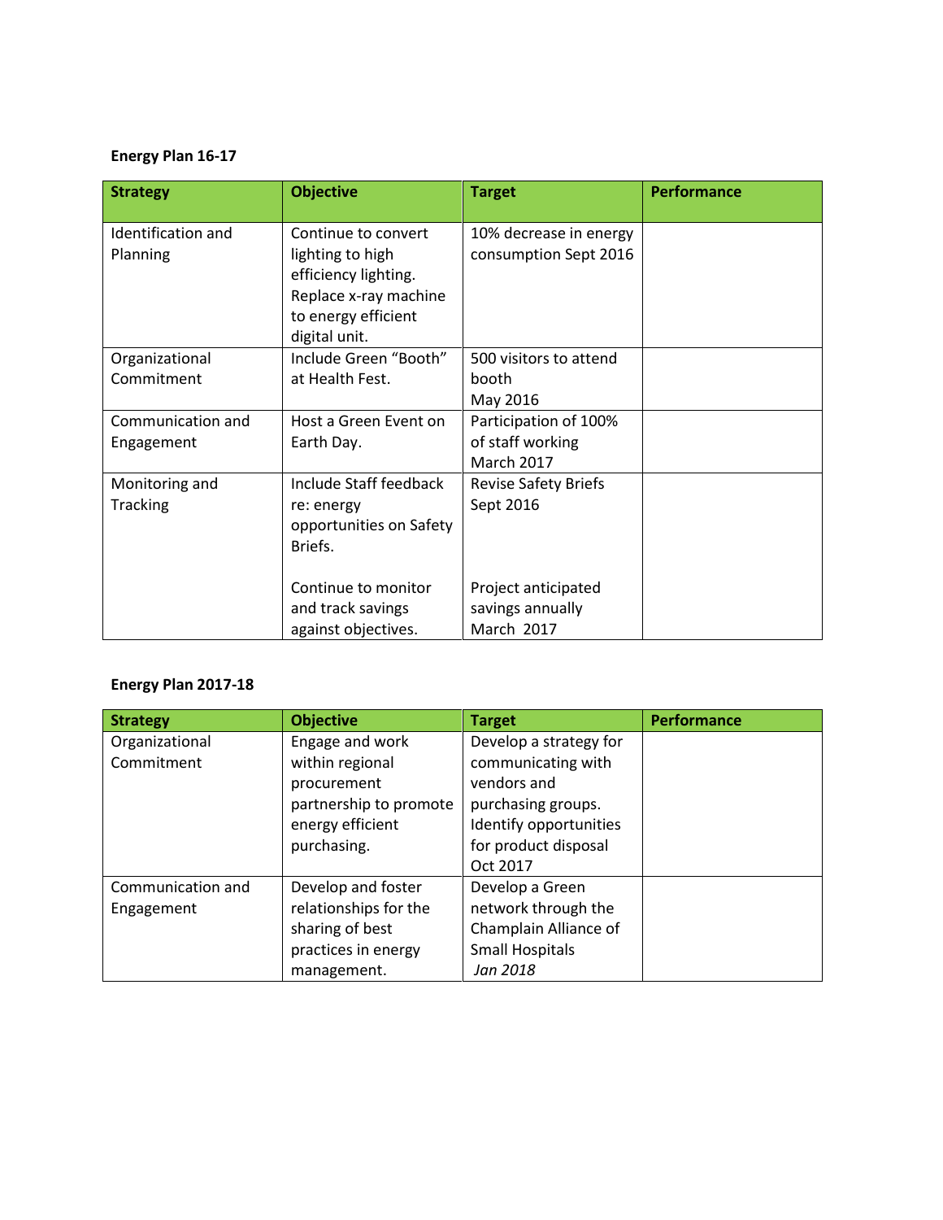**Energy Plan 16-17**

| Strategy | Objective | Target | Performance |
|---|---|---|---|
| Identification and Planning | Continue to convert lighting to high efficiency lighting. Replace x-ray machine to energy efficient digital unit. | 10% decrease in energy consumption Sept 2016 | |
| Organizational Commitment | Include Green "Booth" at Health Fest. | 500 visitors to attend booth May 2016 | |
| Communication and Engagement | Host a Green Event on Earth Day. | Participation of 100% of staff working March 2017 | |
| Monitoring and Tracking | Include Staff feedback re: energy opportunities on Safety Briefs.<br><br>Continue to monitor and track savings against objectives. | Revise Safety Briefs Sept 2016<br><br>Project anticipated savings annually March 2017 | |

**Energy Plan 2017-18**

| Strategy | Objective | Target | Performance |
|---|---|---|---|
| Organizational Commitment | Engage and work within regional procurement partnership to promote energy efficient purchasing. | Develop a strategy for communicating with vendors and purchasing groups. Identify opportunities for product disposal Oct 2017 | |
| Communication and Engagement | Develop and foster relationships for the sharing of best practices in energy management. | Develop a Green network through the Champlain Alliance of Small Hospitals *Jan 2018* | |